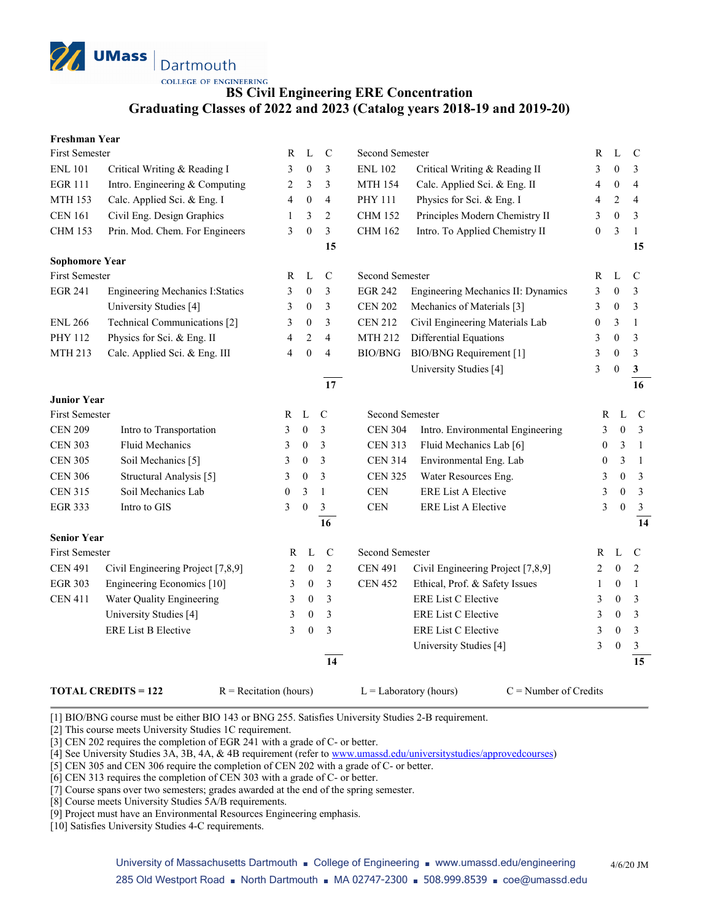UMass Dartmouth
COLLEGE OF ENGINEERING

# BS Civil Engineering ERE Concentration
## Graduating Classes of 2022 and 2023 (Catalog years 2018-19 and 2019-20)

### Freshman Year

| First Semester | | R | L | C | Second Semester | | R | L | C |
|---|---|---|---|---|---|---|---|---|---|
| ENL 101 | Critical Writing & Reading I | 3 | 0 | 3 | ENL 102 | Critical Writing & Reading II | 3 | 0 | 3 |
| EGR 111 | Intro. Engineering & Computing | 2 | 3 | 3 | MTH 154 | Calc. Applied Sci. & Eng. II | 4 | 0 | 4 |
| MTH 153 | Calc. Applied Sci. & Eng. I | 4 | 0 | 4 | PHY 111 | Physics for Sci. & Eng. I | 4 | 2 | 4 |
| CEN 161 | Civil Eng. Design Graphics | 1 | 3 | 2 | CHM 152 | Principles Modern Chemistry II | 3 | 0 | 3 |
| CHM 153 | Prin. Mod. Chem. For Engineers | 3 | 0 | 3 | CHM 162 | Intro. To Applied Chemistry II | 0 | 3 | 1 |
| | | | | **15** | | | | | **15** |

### Sophomore Year

| First Semester | | R | L | C | Second Semester | | R | L | C |
|---|---|---|---|---|---|---|---|---|---|
| EGR 241 | Engineering Mechanics I:Statics | 3 | 0 | 3 | EGR 242 | Engineering Mechanics II: Dynamics | 3 | 0 | 3 |
| | University Studies [4] | 3 | 0 | 3 | CEN 202 | Mechanics of Materials [3] | 3 | 0 | 3 |
| ENL 266 | Technical Communications [2] | 3 | 0 | 3 | CEN 212 | Civil Engineering Materials Lab | 0 | 3 | 1 |
| PHY 112 | Physics for Sci. & Eng. II | 4 | 2 | 4 | MTH 212 | Differential Equations | 3 | 0 | 3 |
| MTH 213 | Calc. Applied Sci. & Eng. III | 4 | 0 | 4 | BIO/BNG | BIO/BNG Requirement [1] | 3 | 0 | 3 |
| | | | | | | University Studies [4] | 3 | 0 | 3 |
| | | | | **17** | | | | | **16** |

### Junior Year

| First Semester | | R | L | C | Second Semester | | R | L | C |
|---|---|---|---|---|---|---|---|---|---|
| CEN 209 | Intro to Transportation | 3 | 0 | 3 | CEN 304 | Intro. Environmental Engineering | 3 | 0 | 3 |
| CEN 303 | Fluid Mechanics | 3 | 0 | 3 | CEN 313 | Fluid Mechanics Lab [6] | 0 | 3 | 1 |
| CEN 305 | Soil Mechanics [5] | 3 | 0 | 3 | CEN 314 | Environmental Eng. Lab | 0 | 3 | 1 |
| CEN 306 | Structural Analysis [5] | 3 | 0 | 3 | CEN 325 | Water Resources Eng. | 3 | 0 | 3 |
| CEN 315 | Soil Mechanics Lab | 0 | 3 | 1 | CEN | ERE List A Elective | 3 | 0 | 3 |
| EGR 333 | Intro to GIS | 3 | 0 | 3 | CEN | ERE List A Elective | 3 | 0 | 3 |
| | | | | **16** | | | | | **14** |

### Senior Year

| First Semester | | R | L | C | Second Semester | | R | L | C |
|---|---|---|---|---|---|---|---|---|---|
| CEN 491 | Civil Engineering Project [7,8,9] | 2 | 0 | 2 | CEN 491 | Civil Engineering Project [7,8,9] | 2 | 0 | 2 |
| EGR 303 | Engineering Economics [10] | 3 | 0 | 3 | CEN 452 | Ethical, Prof. & Safety Issues | 1 | 0 | 1 |
| CEN 411 | Water Quality Engineering | 3 | 0 | 3 | | ERE List C Elective | 3 | 0 | 3 |
| | University Studies [4] | 3 | 0 | 3 | | ERE List C Elective | 3 | 0 | 3 |
| | ERE List B Elective | 3 | 0 | 3 | | ERE List C Elective | 3 | 0 | 3 |
| | | | | | | University Studies [4] | 3 | 0 | 3 |
| | | | | **14** | | | | | **15** |

**TOTAL CREDITS = 122** R = Recitation (hours) L = Laboratory (hours) C = Number of Credits

[1] BIO/BNG course must be either BIO 143 or BNG 255. Satisfies University Studies 2-B requirement.
[2] This course meets University Studies 1C requirement.
[3] CEN 202 requires the completion of EGR 241 with a grade of C- or better.
[4] See University Studies 3A, 3B, 4A, & 4B requirement (refer to www.umassd.edu/universitystudies/approvedcourses)
[5] CEN 305 and CEN 306 require the completion of CEN 202 with a grade of C- or better.
[6] CEN 313 requires the completion of CEN 303 with a grade of C- or better.
[7] Course spans over two semesters; grades awarded at the end of the spring semester.
[8] Course meets University Studies 5A/B requirements.
[9] Project must have an Environmental Resources Engineering emphasis.
[10] Satisfies University Studies 4-C requirements.

University of Massachusetts Dartmouth ■ College of Engineering ■ www.umassd.edu/engineering
285 Old Westport Road ■ North Dartmouth ■ MA 02747-2300 ■ 508.999.8539 ■ coe@umassd.edu

4/6/20 JM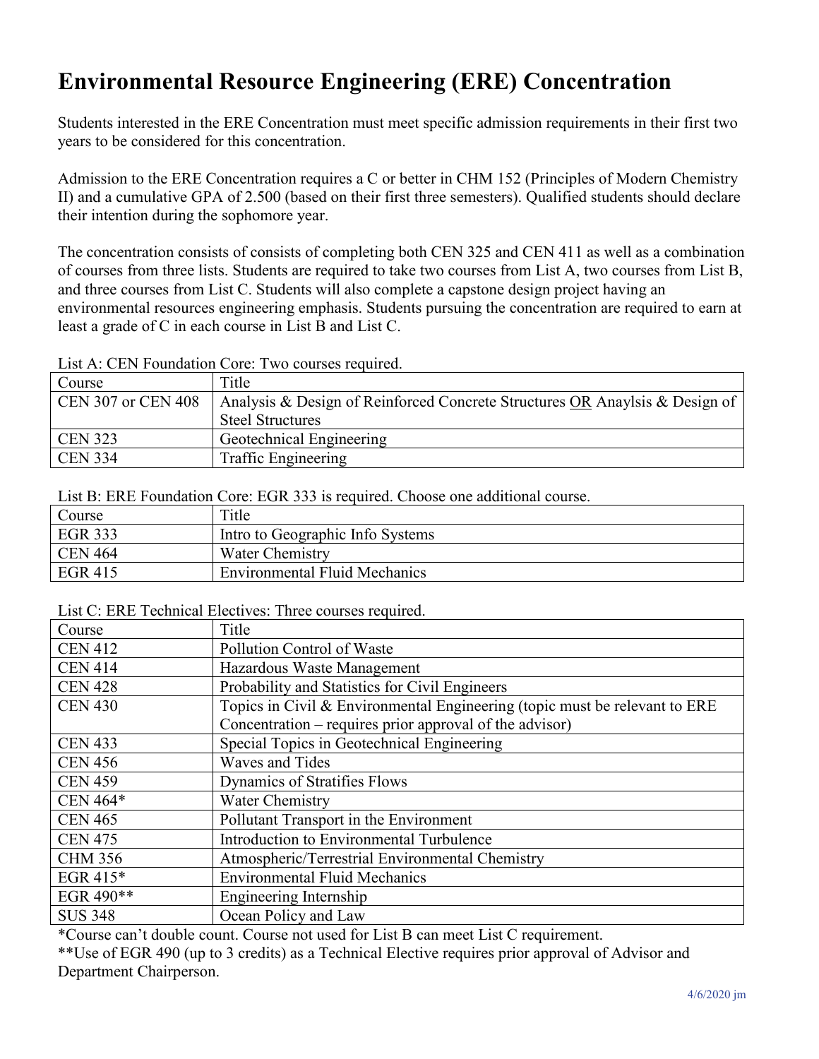# Environmental Resource Engineering (ERE) Concentration

Students interested in the ERE Concentration must meet specific admission requirements in their first two years to be considered for this concentration.

Admission to the ERE Concentration requires a C or better in CHM 152 (Principles of Modern Chemistry II) and a cumulative GPA of 2.500 (based on their first three semesters). Qualified students should declare their intention during the sophomore year.

The concentration consists of consists of completing both CEN 325 and CEN 411 as well as a combination of courses from three lists. Students are required to take two courses from List A, two courses from List B, and three courses from List C. Students will also complete a capstone design project having an environmental resources engineering emphasis. Students pursuing the concentration are required to earn at least a grade of C in each course in List B and List C.

List A: CEN Foundation Core: Two courses required.

| Course | Title |
|---|---|
| CEN 307 or CEN 408 | Analysis & Design of Reinforced Concrete Structures OR Anaylsis & Design of Steel Structures |
| CEN 323 | Geotechnical Engineering |
| CEN 334 | Traffic Engineering |

List B: ERE Foundation Core: EGR 333 is required. Choose one additional course.

| Course | Title |
|---|---|
| EGR 333 | Intro to Geographic Info Systems |
| CEN 464 | Water Chemistry |
| EGR 415 | Environmental Fluid Mechanics |

List C: ERE Technical Electives: Three courses required.

| Course | Title |
|---|---|
| CEN 412 | Pollution Control of Waste |
| CEN 414 | Hazardous Waste Management |
| CEN 428 | Probability and Statistics for Civil Engineers |
| CEN 430 | Topics in Civil & Environmental Engineering (topic must be relevant to ERE Concentration – requires prior approval of the advisor) |
| CEN 433 | Special Topics in Geotechnical Engineering |
| CEN 456 | Waves and Tides |
| CEN 459 | Dynamics of Stratifies Flows |
| CEN 464* | Water Chemistry |
| CEN 465 | Pollutant Transport in the Environment |
| CEN 475 | Introduction to Environmental Turbulence |
| CHM 356 | Atmospheric/Terrestrial Environmental Chemistry |
| EGR 415* | Environmental Fluid Mechanics |
| EGR 490** | Engineering Internship |
| SUS 348 | Ocean Policy and Law |

*Course can't double count. Course not used for List B can meet List C requirement.

**Use of EGR 490 (up to 3 credits) as a Technical Elective requires prior approval of Advisor and Department Chairperson.

4/6/2020 jm